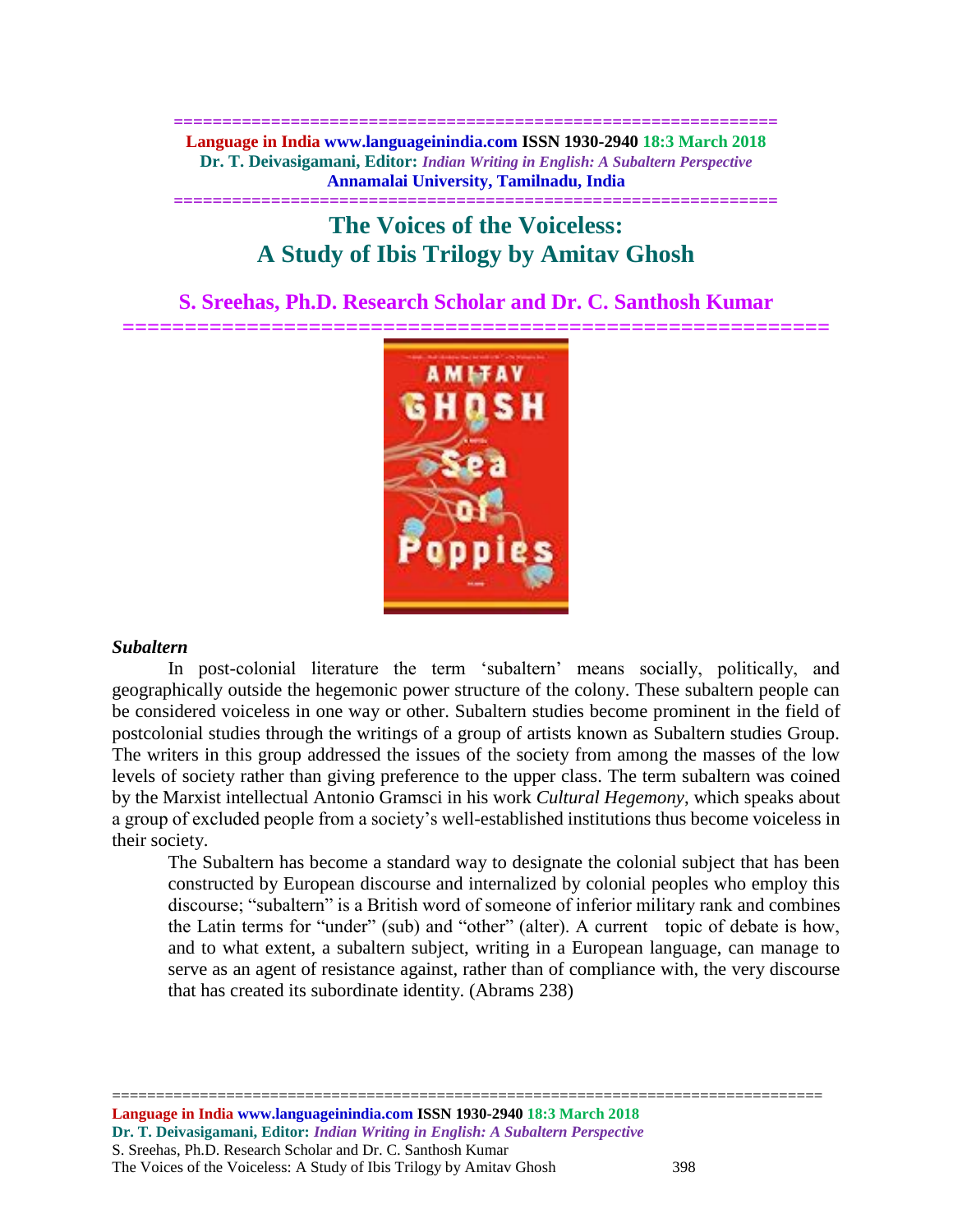# The Voices of the Voiceless: A Study of Ibis Trilogy by Amitav Ghosh

**S. Sreehas, Ph.D. Research Scholar and Dr. C. Santhosh Kumar**

### *Subaltern*

In post-colonial literature the term 'subaltern' means socially, politically, and geographically outside the hegemonic power structure of the colony. These subaltern people can be considered voiceless in one way or other. Subaltern studies become prominent in the field of postcolonial studies through the writings of a group of artists known as Subaltern studies Group. The writers in this group addressed the issues of the society from among the masses of the low levels of society rather than giving preference to the upper class. The term subaltern was coined by the Marxist intellectual Antonio Gramsci in his work *Cultural Hegemony*, which speaks about a group of excluded people from a society's well-established institutions thus become voiceless in their society.

> The Subaltern has become a standard way to designate the colonial subject that has been constructed by European discourse and internalized by colonial peoples who employ this discourse; "subaltern" is a British word of someone of inferior military rank and combines the Latin terms for "under" (sub) and "other" (alter). A current topic of debate is how, and to what extent, a subaltern subject, writing in a European language, can manage to serve as an agent of resistance against, rather than of compliance with, the very discourse that has created its subordinate identity. (Abrams 238)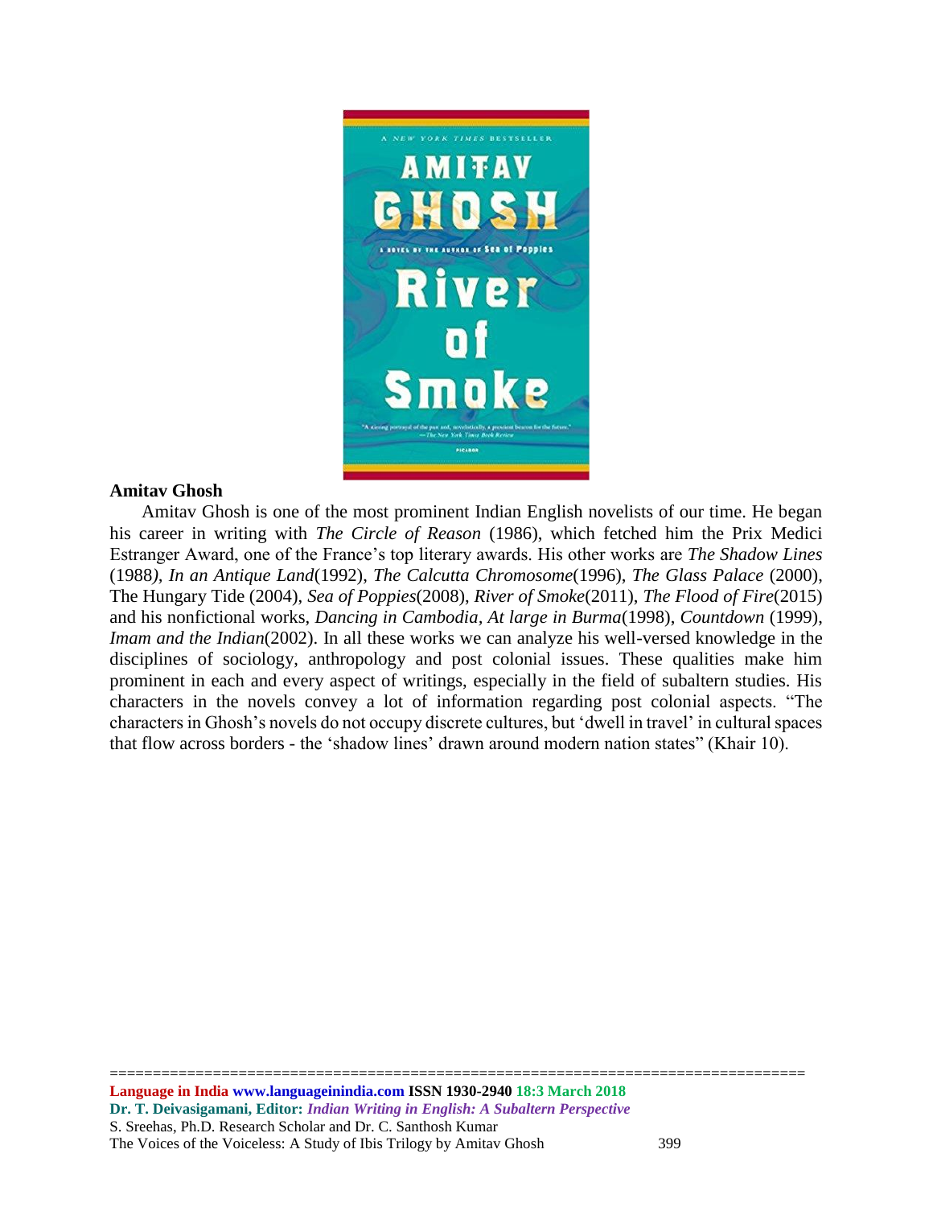**Amitav Ghosh**

Amitav Ghosh is one of the most prominent Indian English novelists of our time. He began his career in writing with *The Circle of Reason* (1986), which fetched him the Prix Medici Estranger Award, one of the France's top literary awards. His other works are *The Shadow Lines* (1988*), In an Antique Land*(1992), *The Calcutta Chromosome*(1996), *The Glass Palace* (2000), The Hungary Tide (2004), *Sea of Poppies*(2008), *River of Smoke*(2011), *The Flood of Fire*(2015) and his nonfictional works, *Dancing in Cambodia, At large in Burma*(1998), *Countdown* (1999), *Imam and the Indian*(2002). In all these works we can analyze his well-versed knowledge in the disciplines of sociology, anthropology and post colonial issues. These qualities make him prominent in each and every aspect of writings, especially in the field of subaltern studies. His characters in the novels convey a lot of information regarding post colonial aspects. "The characters in Ghosh's novels do not occupy discrete cultures, but 'dwell in travel' in cultural spaces that flow across borders - the 'shadow lines' drawn around modern nation states" (Khair 10).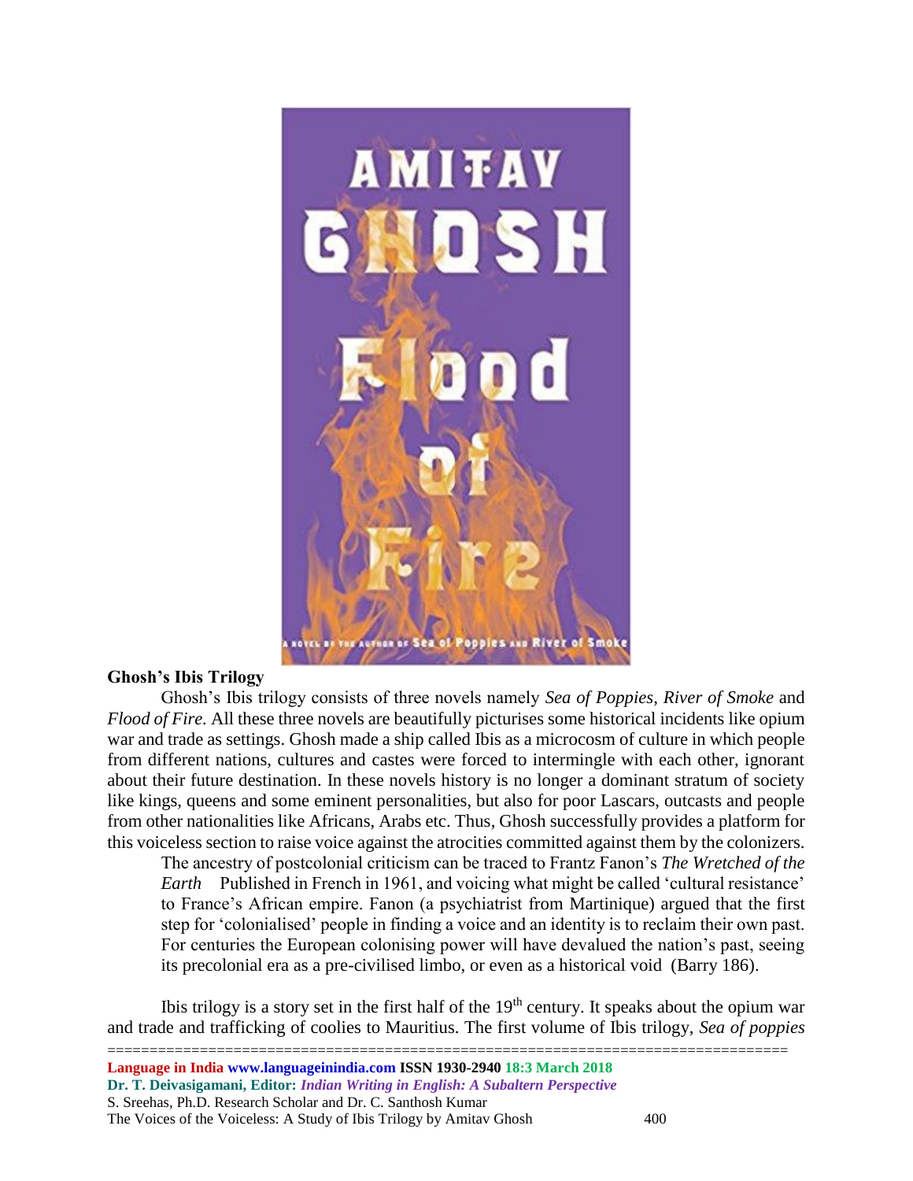## Ghosh's Ibis Trilogy

Ghosh's Ibis trilogy consists of three novels namely *Sea of Poppies*, *River of Smoke* and *Flood of Fire*. All these three novels are beautifully picturises some historical incidents like opium war and trade as settings. Ghosh made a ship called Ibis as a microcosm of culture in which people from different nations, cultures and castes were forced to intermingle with each other, ignorant about their future destination. In these novels history is no longer a dominant stratum of society like kings, queens and some eminent personalities, but also for poor Lascars, outcasts and people from other nationalities like Africans, Arabs etc. Thus, Ghosh successfully provides a platform for this voiceless section to raise voice against the atrocities committed against them by the colonizers.

> The ancestry of postcolonial criticism can be traced to Frantz Fanon's *The Wretched of the Earth* Published in French in 1961, and voicing what might be called 'cultural resistance' to France's African empire. Fanon (a psychiatrist from Martinique) argued that the first step for 'colonialised' people in finding a voice and an identity is to reclaim their own past. For centuries the European colonising power will have devalued the nation's past, seeing its precolonial era as a pre-civilised limbo, or even as a historical void (Barry 186).

Ibis trilogy is a story set in the first half of the 19th century. It speaks about the opium war and trade and trafficking of coolies to Mauritius. The first volume of Ibis trilogy, *Sea of poppies*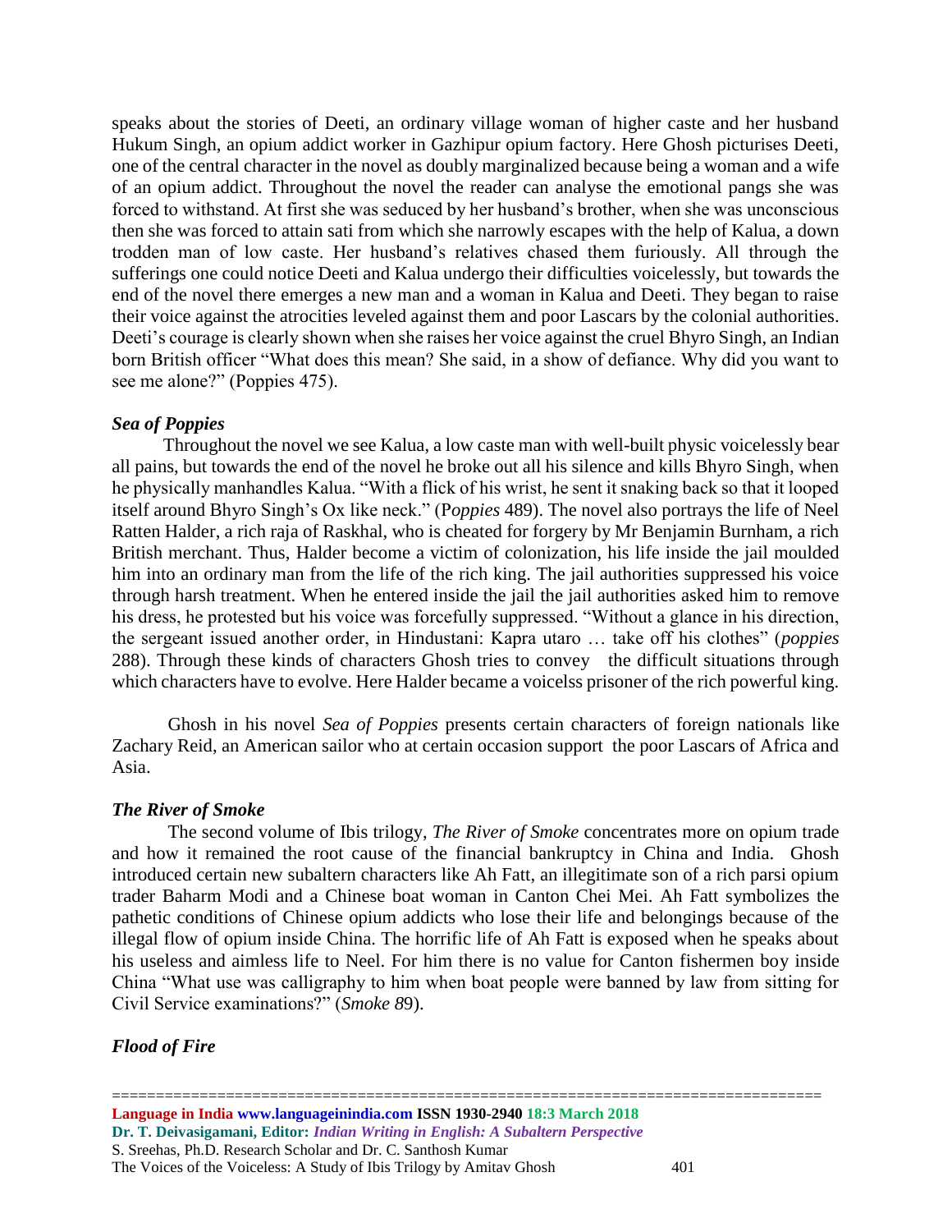speaks about the stories of Deeti, an ordinary village woman of higher caste and her husband Hukum Singh, an opium addict worker in Gazhipur opium factory. Here Ghosh picturises Deeti, one of the central character in the novel as doubly marginalized because being a woman and a wife of an opium addict. Throughout the novel the reader can analyse the emotional pangs she was forced to withstand. At first she was seduced by her husband's brother, when she was unconscious then she was forced to attain sati from which she narrowly escapes with the help of Kalua, a down trodden man of low caste. Her husband's relatives chased them furiously. All through the sufferings one could notice Deeti and Kalua undergo their difficulties voicelessly, but towards the end of the novel there emerges a new man and a woman in Kalua and Deeti. They began to raise their voice against the atrocities leveled against them and poor Lascars by the colonial authorities. Deeti's courage is clearly shown when she raises her voice against the cruel Bhyro Singh, an Indian born British officer "What does this mean? She said, in a show of defiance. Why did you want to see me alone?" (Poppies 475).

### *Sea of Poppies*

Throughout the novel we see Kalua, a low caste man with well-built physic voicelessly bear all pains, but towards the end of the novel he broke out all his silence and kills Bhyro Singh, when he physically manhandles Kalua. "With a flick of his wrist, he sent it snaking back so that it looped itself around Bhyro Singh's Ox like neck." (P*oppies* 489). The novel also portrays the life of Neel Ratten Halder, a rich raja of Raskhal, who is cheated for forgery by Mr Benjamin Burnham, a rich British merchant. Thus, Halder become a victim of colonization, his life inside the jail moulded him into an ordinary man from the life of the rich king. The jail authorities suppressed his voice through harsh treatment. When he entered inside the jail the jail authorities asked him to remove his dress, he protested but his voice was forcefully suppressed. "Without a glance in his direction, the sergeant issued another order, in Hindustani: Kapra utaro … take off his clothes" (*poppies* 288). Through these kinds of characters Ghosh tries to convey the difficult situations through which characters have to evolve. Here Halder became a voicelss prisoner of the rich powerful king.

Ghosh in his novel *Sea of Poppies* presents certain characters of foreign nationals like Zachary Reid, an American sailor who at certain occasion support the poor Lascars of Africa and Asia.

### *The River of Smoke*

The second volume of Ibis trilogy, *The River of Smoke* concentrates more on opium trade and how it remained the root cause of the financial bankruptcy in China and India. Ghosh introduced certain new subaltern characters like Ah Fatt, an illegitimate son of a rich parsi opium trader Baharm Modi and a Chinese boat woman in Canton Chei Mei. Ah Fatt symbolizes the pathetic conditions of Chinese opium addicts who lose their life and belongings because of the illegal flow of opium inside China. The horrific life of Ah Fatt is exposed when he speaks about his useless and aimless life to Neel. For him there is no value for Canton fishermen boy inside China "What use was calligraphy to him when boat people were banned by law from sitting for Civil Service examinations?" (*Smoke 8*9).

### *Flood of Fire*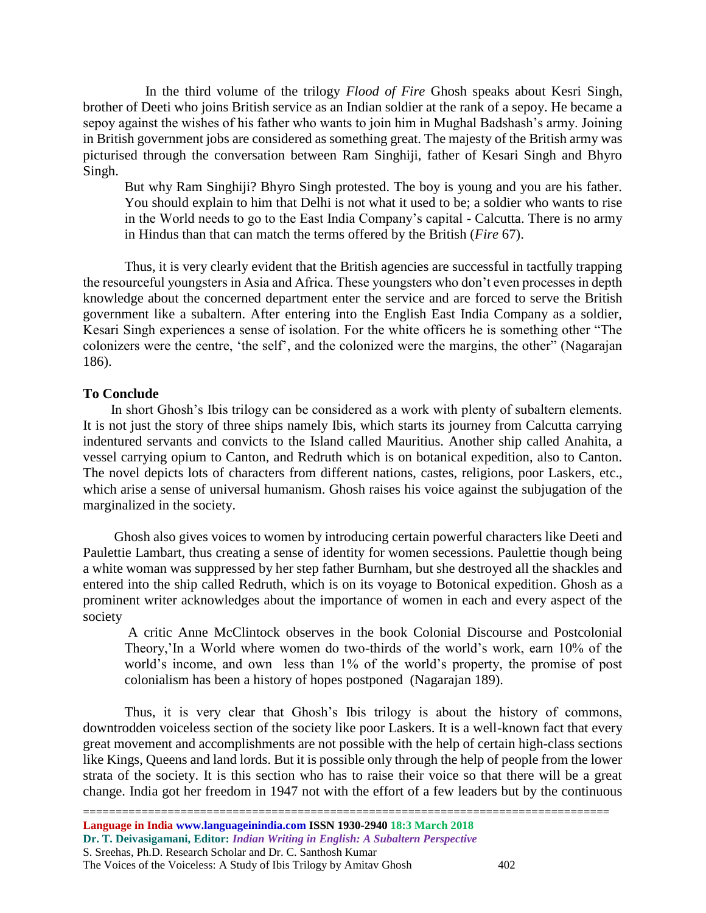In the third volume of the trilogy *Flood of Fire* Ghosh speaks about Kesri Singh, brother of Deeti who joins British service as an Indian soldier at the rank of a sepoy. He became a sepoy against the wishes of his father who wants to join him in Mughal Badshash's army. Joining in British government jobs are considered as something great. The majesty of the British army was picturised through the conversation between Ram Singhiji, father of Kesari Singh and Bhyro Singh.

> But why Ram Singhiji? Bhyro Singh protested. The boy is young and you are his father. You should explain to him that Delhi is not what it used to be; a soldier who wants to rise in the World needs to go to the East India Company's capital - Calcutta. There is no army in Hindus than that can match the terms offered by the British (*Fire* 67).

Thus, it is very clearly evident that the British agencies are successful in tactfully trapping the resourceful youngsters in Asia and Africa. These youngsters who don't even processes in depth knowledge about the concerned department enter the service and are forced to serve the British government like a subaltern. After entering into the English East India Company as a soldier, Kesari Singh experiences a sense of isolation. For the white officers he is something other "The colonizers were the centre, 'the self', and the colonized were the margins, the other" (Nagarajan 186).

**To Conclude**

In short Ghosh's Ibis trilogy can be considered as a work with plenty of subaltern elements. It is not just the story of three ships namely Ibis, which starts its journey from Calcutta carrying indentured servants and convicts to the Island called Mauritius. Another ship called Anahita, a vessel carrying opium to Canton, and Redruth which is on botanical expedition, also to Canton. The novel depicts lots of characters from different nations, castes, religions, poor Laskers, etc., which arise a sense of universal humanism. Ghosh raises his voice against the subjugation of the marginalized in the society.

Ghosh also gives voices to women by introducing certain powerful characters like Deeti and Paulettie Lambart, thus creating a sense of identity for women secessions. Paulettie though being a white woman was suppressed by her step father Burnham, but she destroyed all the shackles and entered into the ship called Redruth, which is on its voyage to Botonical expedition. Ghosh as a prominent writer acknowledges about the importance of women in each and every aspect of the society

> A critic Anne McClintock observes in the book Colonial Discourse and Postcolonial Theory,'In a World where women do two-thirds of the world's work, earn 10% of the world's income, and own less than 1% of the world's property, the promise of post colonialism has been a history of hopes postponed (Nagarajan 189).

Thus, it is very clear that Ghosh's Ibis trilogy is about the history of commons, downtrodden voiceless section of the society like poor Laskers. It is a well-known fact that every great movement and accomplishments are not possible with the help of certain high-class sections like Kings, Queens and land lords. But it is possible only through the help of people from the lower strata of the society. It is this section who has to raise their voice so that there will be a great change. India got her freedom in 1947 not with the effort of a few leaders but by the continuous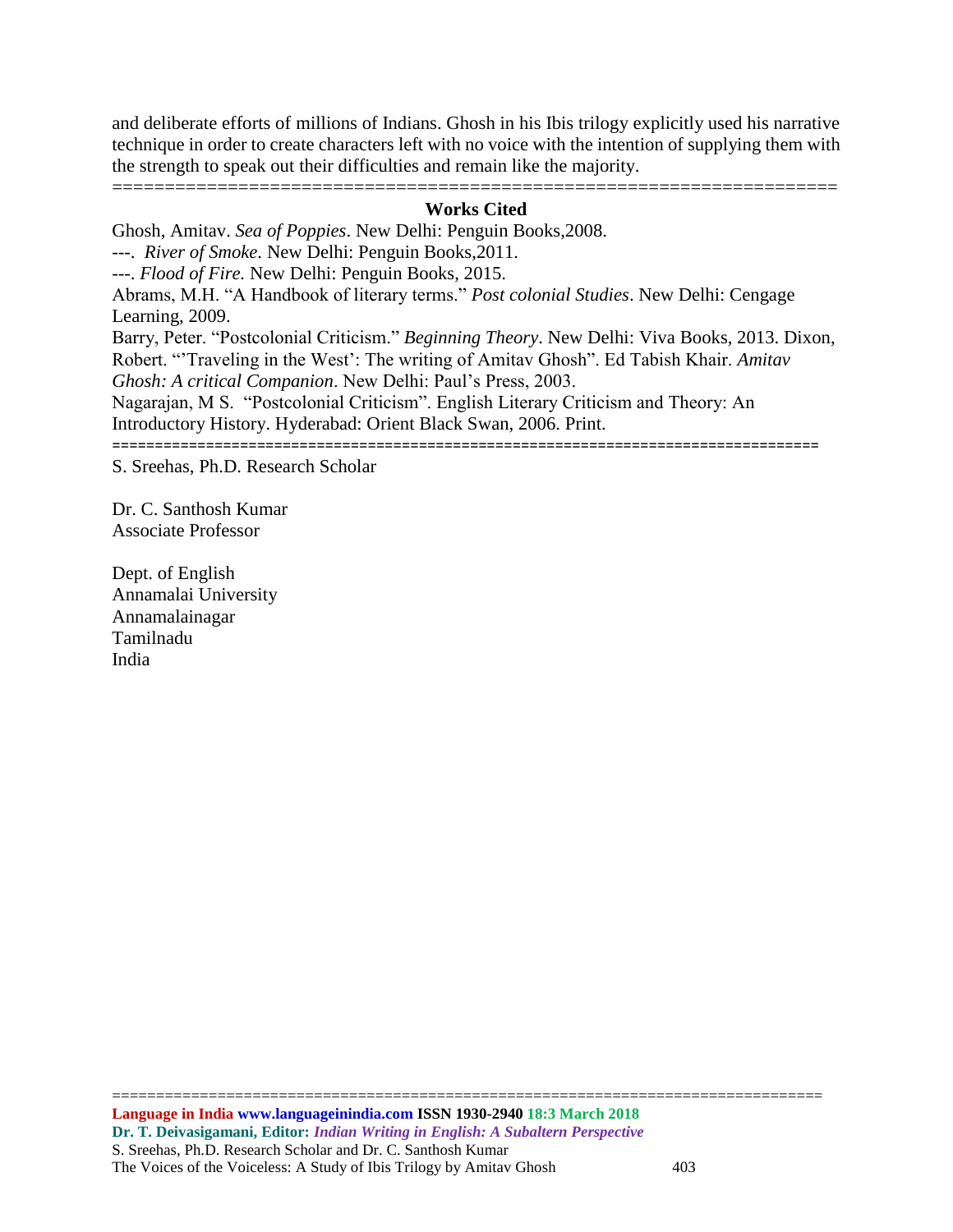and deliberate efforts of millions of Indians. Ghosh in his Ibis trilogy explicitly used his narrative technique in order to create characters left with no voice with the intention of supplying them with the strength to speak out their difficulties and remain like the majority.

=====================================================================

## Works Cited

Ghosh, Amitav. *Sea of Poppies*. New Delhi: Penguin Books,2008.

---. *River of Smoke*. New Delhi: Penguin Books,2011.

---. *Flood of Fire.* New Delhi: Penguin Books, 2015.

Abrams, M.H. "A Handbook of literary terms." *Post colonial Studies*. New Delhi: Cengage Learning, 2009.

Barry, Peter. "Postcolonial Criticism." *Beginning Theory*. New Delhi: Viva Books, 2013. Dixon, Robert. "'Traveling in the West': The writing of Amitav Ghosh". Ed Tabish Khair. *Amitav Ghosh: A critical Companion*. New Delhi: Paul's Press, 2003.

Nagarajan, M S. "Postcolonial Criticism". English Literary Criticism and Theory: An Introductory History. Hyderabad: Orient Black Swan, 2006. Print.

=====================================================================

S. Sreehas, Ph.D. Research Scholar

Dr. C. Santhosh Kumar
Associate Professor

Dept. of English
Annamalai University
Annamalainagar
Tamilnadu
India